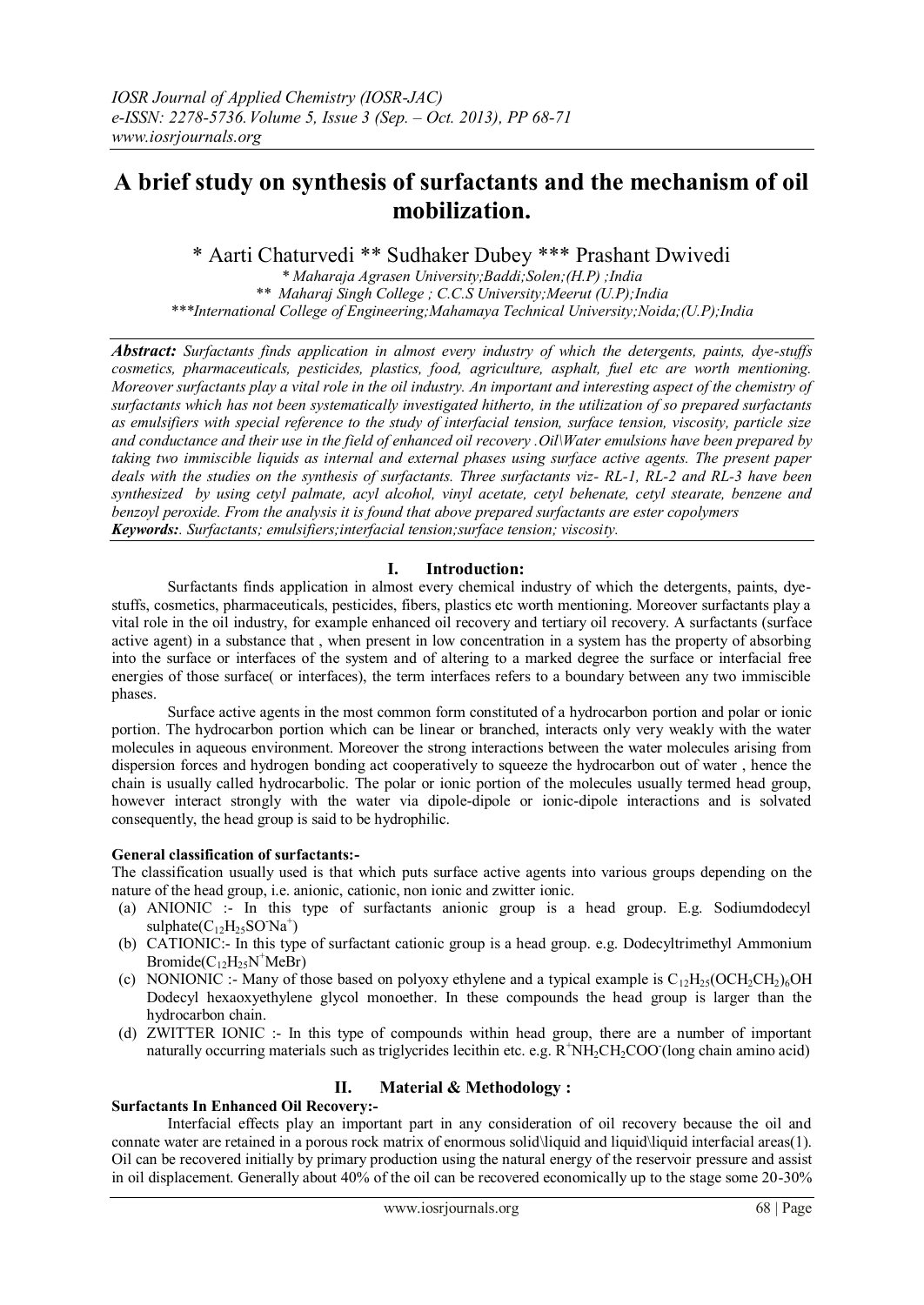# A brief study on synthesis of surfactants and the mechanism of oil mobilization.

\* Aarti Chaturvedi \*\* Sudhaker Dubey \*\*\* Prashant Dwivedi

*\* Maharaja Agrasen University;Baddi;Solen;(H.P) ;India*
*\*\* Maharaj Singh College ; C.C.S University;Meerut (U.P);India*
*\*\*\*International College of Engineering;Mahamaya Technical University;Noida;(U.P);India*

***Abstract:*** *Surfactants finds application in almost every industry of which the detergents, paints, dye-stuffs cosmetics, pharmaceuticals, pesticides, plastics, food, agriculture, asphalt, fuel etc are worth mentioning. Moreover surfactants play a vital role in the oil industry. An important and interesting aspect of the chemistry of surfactants which has not been systematically investigated hitherto, in the utilization of so prepared surfactants as emulsifiers with special reference to the study of interfacial tension, surface tension, viscosity, particle size and conductance and their use in the field of enhanced oil recovery .Oil\Water emulsions have been prepared by taking two immiscible liquids as internal and external phases using surface active agents. The present paper deals with the studies on the synthesis of surfactants. Three surfactants viz- RL-1, RL-2 and RL-3 have been synthesized by using cetyl palmate, acyl alcohol, vinyl acetate, cetyl behenate, cetyl stearate, benzene and benzoyl peroxide. From the analysis it is found that above prepared surfactants are ester copolymers*

***Keywords:*** *. Surfactants; emulsifiers;interfacial tension;surface tension; viscosity.*

## I. Introduction:

Surfactants finds application in almost every chemical industry of which the detergents, paints, dye-stuffs, cosmetics, pharmaceuticals, pesticides, fibers, plastics etc worth mentioning. Moreover surfactants play a vital role in the oil industry, for example enhanced oil recovery and tertiary oil recovery. A surfactants (surface active agent) in a substance that , when present in low concentration in a system has the property of absorbing into the surface or interfaces of the system and of altering to a marked degree the surface or interfacial free energies of those surface( or interfaces), the term interfaces refers to a boundary between any two immiscible phases.

Surface active agents in the most common form constituted of a hydrocarbon portion and polar or ionic portion. The hydrocarbon portion which can be linear or branched, interacts only very weakly with the water molecules in aqueous environment. Moreover the strong interactions between the water molecules arising from dispersion forces and hydrogen bonding act cooperatively to squeeze the hydrocarbon out of water , hence the chain is usually called hydrocarbolic. The polar or ionic portion of the molecules usually termed head group, however interact strongly with the water via dipole-dipole or ionic-dipole interactions and is solvated consequently, the head group is said to be hydrophilic.

**General classification of surfactants:-**

The classification usually used is that which puts surface active agents into various groups depending on the nature of the head group, i.e. anionic, cationic, non ionic and zwitter ionic.

(a) ANIONIC :- In this type of surfactants anionic group is a head group. E.g. Sodiumdodecyl sulphate($C_{12}H_{25}SO^{-}Na^{+}$)
(b) CATIONIC:- In this type of surfactant cationic group is a head group. e.g. Dodecyltrimethyl Ammonium Bromide($C_{12}H_{25}N^{+}MeBr$)
(c) NONIONIC :- Many of those based on polyoxy ethylene and a typical example is $C_{12}H_{25}(OCH_2CH_2)_6OH$ Dodecyl hexaoxyethylene glycol monoether. In these compounds the head group is larger than the hydrocarbon chain.
(d) ZWITTER IONIC :- In this type of compounds within head group, there are a number of important naturally occurring materials such as triglycrides lecithin etc. e.g. $R^{+}NH_2CH_2COO^{-}$(long chain amino acid)

## II. Material & Methodology :

**Surfactants In Enhanced Oil Recovery:-**

Interfacial effects play an important part in any consideration of oil recovery because the oil and connate water are retained in a porous rock matrix of enormous solid\liquid and liquid\liquid interfacial areas(1). Oil can be recovered initially by primary production using the natural energy of the reservoir pressure and assist in oil displacement. Generally about 40% of the oil can be recovered economically up to the stage some 20-30%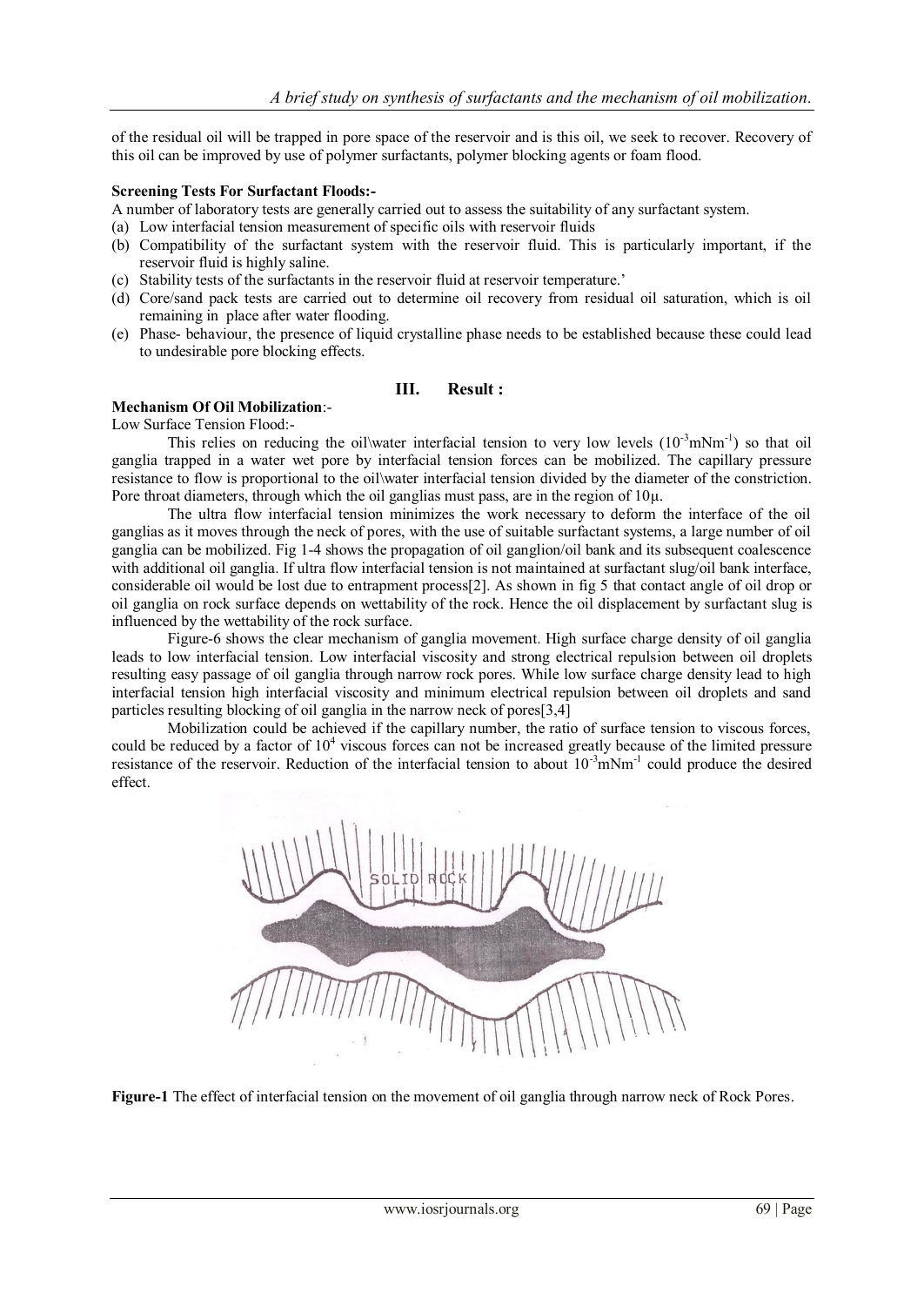of the residual oil will be trapped in pore space of the reservoir and is this oil, we seek to recover. Recovery of this oil can be improved by use of polymer surfactants, polymer blocking agents or foam flood.

**Screening Tests For Surfactant Floods:-**

A number of laboratory tests are generally carried out to assess the suitability of any surfactant system.

(a) Low interfacial tension measurement of specific oils with reservoir fluids
(b) Compatibility of the surfactant system with the reservoir fluid. This is particularly important, if the reservoir fluid is highly saline.
(c) Stability tests of the surfactants in the reservoir fluid at reservoir temperature.'
(d) Core/sand pack tests are carried out to determine oil recovery from residual oil saturation, which is oil remaining in place after water flooding.
(e) Phase- behaviour, the presence of liquid crystalline phase needs to be established because these could lead to undesirable pore blocking effects.

## III. Result :

**Mechanism Of Oil Mobilization**:-

Low Surface Tension Flood:-

This relies on reducing the oil\water interfacial tension to very low levels ($10^{-3}$mNm$^{-1}$) so that oil ganglia trapped in a water wet pore by interfacial tension forces can be mobilized. The capillary pressure resistance to flow is proportional to the oil\water interfacial tension divided by the diameter of the constriction. Pore throat diameters, through which the oil ganglias must pass, are in the region of 10μ.

The ultra flow interfacial tension minimizes the work necessary to deform the interface of the oil ganglias as it moves through the neck of pores, with the use of suitable surfactant systems, a large number of oil ganglia can be mobilized. Fig 1-4 shows the propagation of oil ganglion/oil bank and its subsequent coalescence with additional oil ganglia. If ultra flow interfacial tension is not maintained at surfactant slug/oil bank interface, considerable oil would be lost due to entrapment process[2]. As shown in fig 5 that contact angle of oil drop or oil ganglia on rock surface depends on wettability of the rock. Hence the oil displacement by surfactant slug is influenced by the wettability of the rock surface.

Figure-6 shows the clear mechanism of ganglia movement. High surface charge density of oil ganglia leads to low interfacial tension. Low interfacial viscosity and strong electrical repulsion between oil droplets resulting easy passage of oil ganglia through narrow rock pores. While low surface charge density lead to high interfacial tension high interfacial viscosity and minimum electrical repulsion between oil droplets and sand particles resulting blocking of oil ganglia in the narrow neck of pores[3,4]

Mobilization could be achieved if the capillary number, the ratio of surface tension to viscous forces, could be reduced by a factor of $10^4$ viscous forces can not be increased greatly because of the limited pressure resistance of the reservoir. Reduction of the interfacial tension to about $10^{-3}$mNm$^{-1}$ could produce the desired effect.

**Figure-1** The effect of interfacial tension on the movement of oil ganglia through narrow neck of Rock Pores.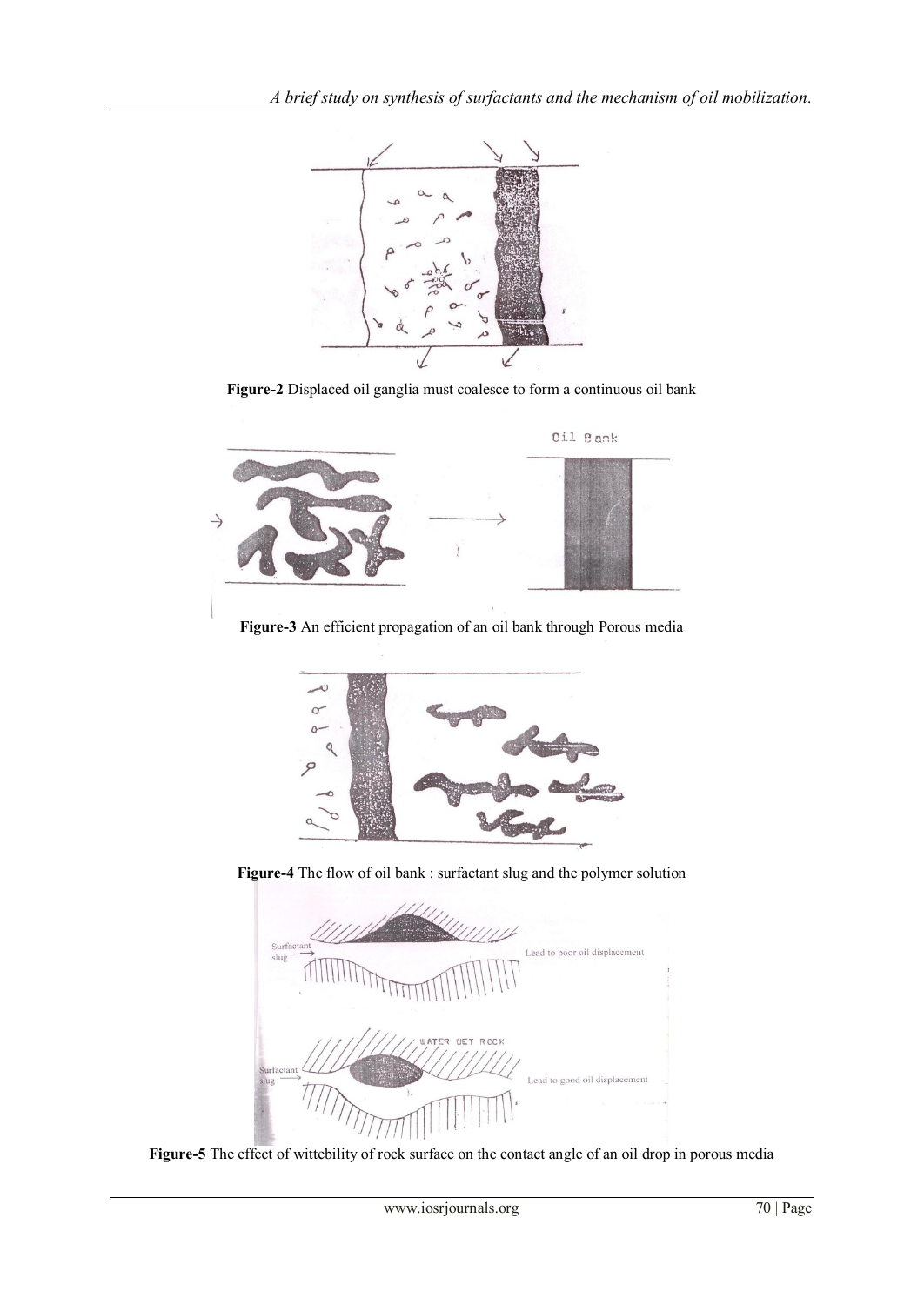**Figure-2** Displaced oil ganglia must coalesce to form a continuous oil bank

Oil Bank

**Figure-3** An efficient propagation of an oil bank through Porous media

**Figure-4** The flow of oil bank : surfactant slug and the polymer solution

Surfactant slug

Lead to poor oil displacement

WATER WET ROCK

Surfactant slug

Lead to good oil displacement

**Figure-5** The effect of wittebility of rock surface on the contact angle of an oil drop in porous media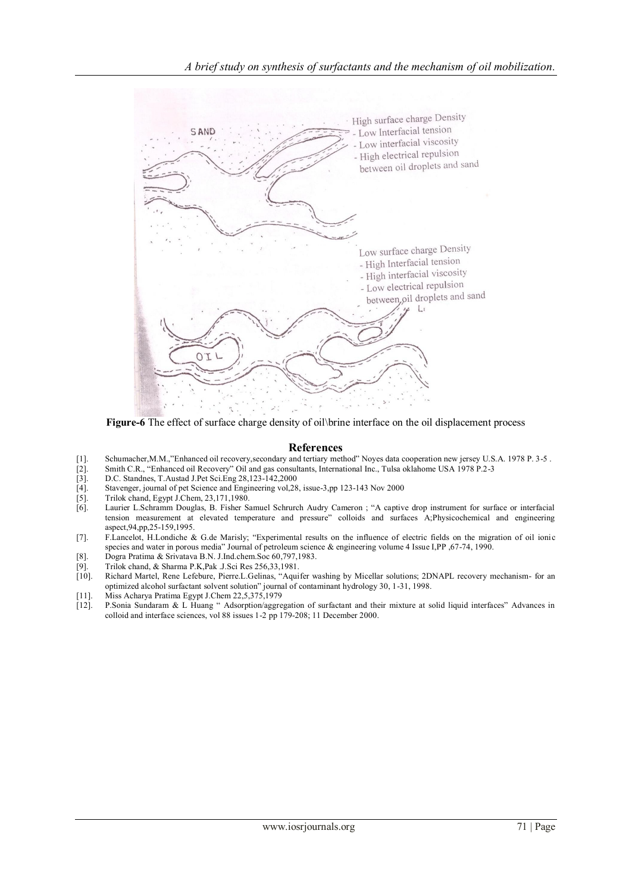High surface charge Density
- Low Interfacial tension
- Low interfacial viscosity
- High electrical repulsion between oil droplets and sand

SAND

Low surface charge Density
- High Interfacial tension
- High interfacial viscosity
- Low electrical repulsion between oil droplets and sand

OIL

**Figure-6** The effect of surface charge density of oil\brine interface on the oil displacement process

## References

[1]. Schumacher,M.M.,"Enhanced oil recovery,secondary and tertiary method" Noyes data cooperation new jersey U.S.A. 1978 P. 3-5 .

[2]. Smith C.R., "Enhanced oil Recovery" Oil and gas consultants, International Inc., Tulsa oklahome USA 1978 P.2-3

[3]. D.C. Standnes, T.Austad J.Pet Sci.Eng 28,123-142,2000

[4]. Stavenger, journal of pet Science and Engineering vol,28, issue-3,pp 123-143 Nov 2000

[5]. Trilok chand, Egypt J.Chem, 23,171,1980.

[6]. Laurier L.Schramm Douglas, B. Fisher Samuel Schrurch Audry Cameron ; "A captive drop instrument for surface or interfacial tension measurement at elevated temperature and pressure" colloids and surfaces A;Physicochemical and engineering aspect,94,pp,25-159,1995.

[7]. F.Lancelot, H.Londiche & G.de Marisly; "Experimental results on the influence of electric fields on the migration of oil ionic species and water in porous media" Journal of petroleum science & engineering volume 4 Issue I,PP ,67-74, 1990.

[8]. Dogra Pratima & Srivatava B.N. J.Ind.chem.Soc 60,797,1983.

[9]. Trilok chand, & Sharma P.K,Pak .J.Sci Res 256,33,1981.

[10]. Richard Martel, Rene Lefebure, Pierre.L.Gelinas, "Aquifer washing by Micellar solutions; 2DNAPL recovery mechanism- for an optimized alcohol surfactant solvent solution" journal of contaminant hydrology 30, 1-31, 1998.

[11]. Miss Acharya Pratima Egypt J.Chem 22,5,375,1979

[12]. P.Sonia Sundaram & L Huang " Adsorption/aggregation of surfactant and their mixture at solid liquid interfaces" Advances in colloid and interface sciences, vol 88 issues 1-2 pp 179-208; 11 December 2000.